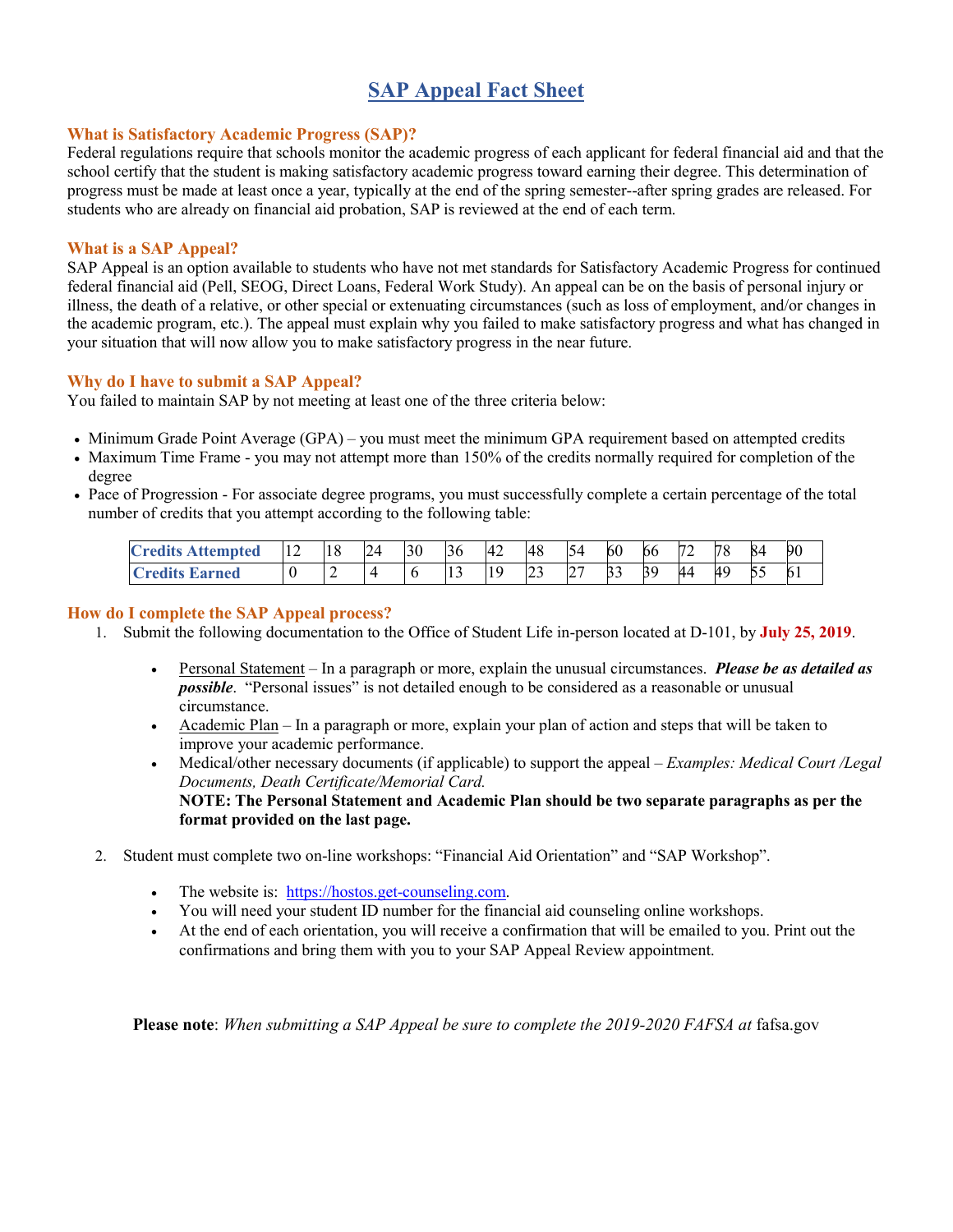# SAP Appeal Fact Sheet

### What is Satisfactory Academic Progress (SAP)?

Federal regulations require that schools monitor the academic progress of each applicant for federal financial aid and that the school certify that the student is making satisfactory academic progress toward earning their degree. This determination of progress must be made at least once a year, typically at the end of the spring semester--after spring grades are released. For students who are already on financial aid probation, SAP is reviewed at the end of each term.

### What is a SAP Appeal?

SAP Appeal is an option available to students who have not met standards for Satisfactory Academic Progress for continued federal financial aid (Pell, SEOG, Direct Loans, Federal Work Study). An appeal can be on the basis of personal injury or illness, the death of a relative, or other special or extenuating circumstances (such as loss of employment, and/or changes in the academic program, etc.). The appeal must explain why you failed to make satisfactory progress and what has changed in your situation that will now allow you to make satisfactory progress in the near future.

### Why do I have to submit a SAP Appeal?

You failed to maintain SAP by not meeting at least one of the three criteria below:

- Minimum Grade Point Average (GPA) – you must meet the minimum GPA requirement based on attempted credits
- Maximum Time Frame - you may not attempt more than 150% of the credits normally required for completion of the degree
- Pace of Progression - For associate degree programs, you must successfully complete a certain percentage of the total number of credits that you attempt according to the following table:

| Credits Attempted | 12 | 18 | 24 | 30 | 36 | 42 | 48 | 54 | 60 | 66 | 72 | 78 | 84 | 90 |
|---|---|---|---|---|---|---|---|---|---|---|---|---|---|---|
| Credits Earned | 0 | 2 | 4 | 6 | 13 | 19 | 23 | 27 | 33 | 39 | 44 | 49 | 55 | 61 |

### How do I complete the SAP Appeal process?

1. Submit the following documentation to the Office of Student Life in-person located at D-101, by **July 25, 2019**.

   - Personal Statement – In a paragraph or more, explain the unusual circumstances. ***Please be as detailed as possible***. "Personal issues" is not detailed enough to be considered as a reasonable or unusual circumstance.
   - Academic Plan – In a paragraph or more, explain your plan of action and steps that will be taken to improve your academic performance.
   - Medical/other necessary documents (if applicable) to support the appeal – *Examples: Medical Court /Legal Documents, Death Certificate/Memorial Card.*

   **NOTE: The Personal Statement and Academic Plan should be two separate paragraphs as per the format provided on the last page.**

2. Student must complete two on-line workshops: "Financial Aid Orientation" and "SAP Workshop".

   - The website is: https://hostos.get-counseling.com.
   - You will need your student ID number for the financial aid counseling online workshops.
   - At the end of each orientation, you will receive a confirmation that will be emailed to you. Print out the confirmations and bring them with you to your SAP Appeal Review appointment.

**Please note**: *When submitting a SAP Appeal be sure to complete the 2019-2020 FAFSA at* fafsa.gov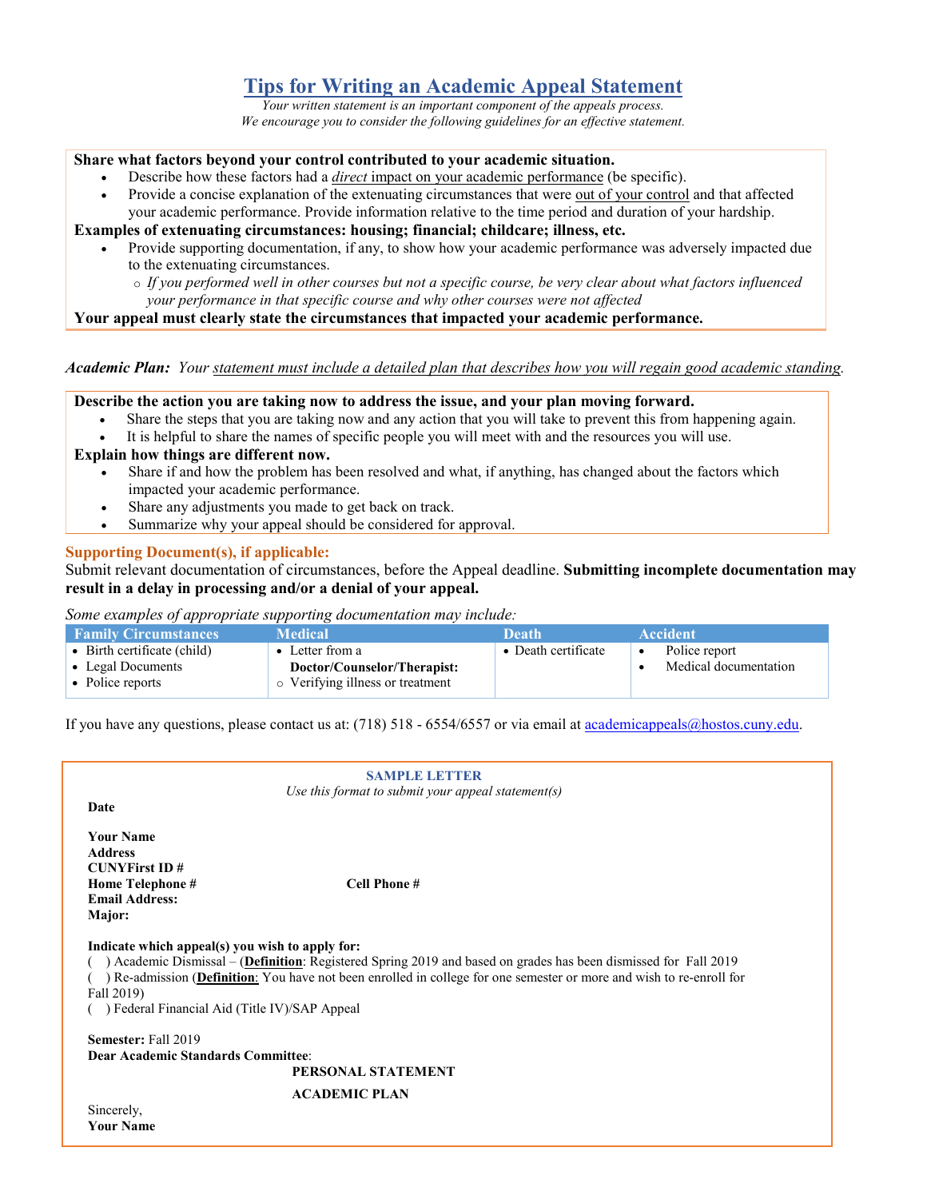# Tips for Writing an Academic Appeal Statement

*Your written statement is an important component of the appeals process.*
*We encourage you to consider the following guidelines for an effective statement.*

**Share what factors beyond your control contributed to your academic situation.**

- Describe how these factors had a *direct* impact on your academic performance (be specific).
- Provide a concise explanation of the extenuating circumstances that were out of your control and that affected your academic performance. Provide information relative to the time period and duration of your hardship.

**Examples of extenuating circumstances: housing; financial; childcare; illness, etc.**

- Provide supporting documentation, if any, to show how your academic performance was adversely impacted due to the extenuating circumstances.
  - *If you performed well in other courses but not a specific course, be very clear about what factors influenced your performance in that specific course and why other courses were not affected*

**Your appeal must clearly state the circumstances that impacted your academic performance.**

***Academic Plan:*** *Your statement must include a detailed plan that describes how you will regain good academic standing.*

**Describe the action you are taking now to address the issue, and your plan moving forward.**

- Share the steps that you are taking now and any action that you will take to prevent this from happening again.
- It is helpful to share the names of specific people you will meet with and the resources you will use.

**Explain how things are different now.**

- Share if and how the problem has been resolved and what, if anything, has changed about the factors which impacted your academic performance.
- Share any adjustments you made to get back on track.
- Summarize why your appeal should be considered for approval.

**Supporting Document(s), if applicable:**

Submit relevant documentation of circumstances, before the Appeal deadline. **Submitting incomplete documentation may result in a delay in processing and/or a denial of your appeal.**

*Some examples of appropriate supporting documentation may include:*

| Family Circumstances | Medical | Death | Accident |
|---|---|---|---|
| • Birth certificate (child)<br>• Legal Documents<br>• Police reports | • Letter from a **Doctor/Counselor/Therapist:**<br>○ Verifying illness or treatment | • Death certificate | • Police report<br>• Medical documentation |

If you have any questions, please contact us at: (718) 518 - 6554/6557 or via email at academicappeals@hostos.cuny.edu.

**SAMPLE LETTER**

*Use this format to submit your appeal statement(s)*

**Date**

**Your Name**
**Address**
**CUNYFirst ID #**
**Home Telephone #** **Cell Phone #**
**Email Address:**
**Major:**

**Indicate which appeal(s) you wish to apply for:**

( ) Academic Dismissal – (**Definition**: Registered Spring 2019 and based on grades has been dismissed for Fall 2019
( ) Re-admission (**Definition**: You have not been enrolled in college for one semester or more and wish to re-enroll for Fall 2019)
( ) Federal Financial Aid (Title IV)/SAP Appeal

**Semester:** Fall 2019
**Dear Academic Standards Committee**:

**PERSONAL STATEMENT**

**ACADEMIC PLAN**

Sincerely,
**Your Name**